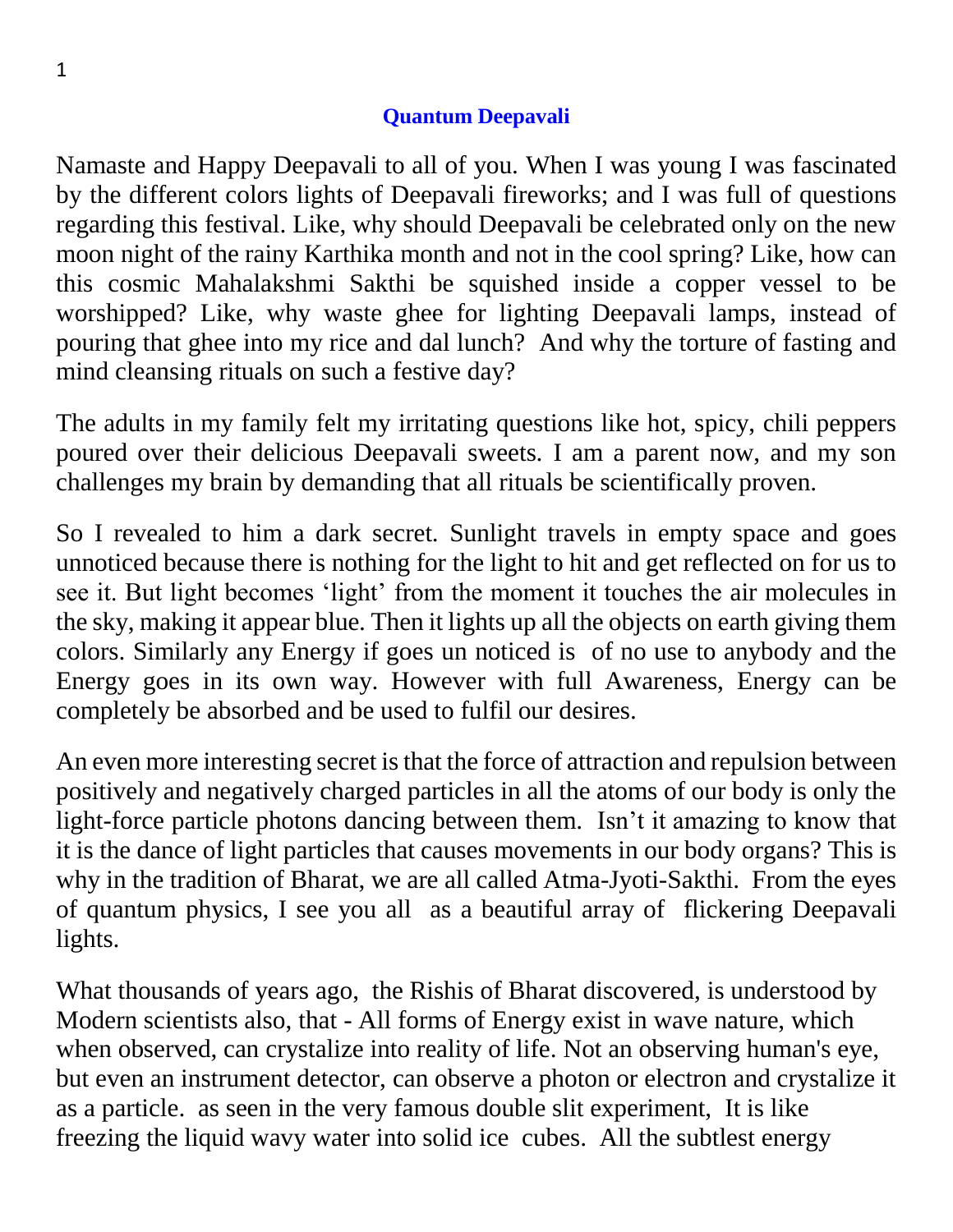# Quantum Deepavali

Namaste and Happy Deepavali to all of you. When I was young I was fascinated by the different colors lights of Deepavali fireworks; and I was full of questions regarding this festival. Like, why should Deepavali be celebrated only on the new moon night of the rainy Karthika month and not in the cool spring? Like, how can this cosmic Mahalakshmi Sakthi be squished inside a copper vessel to be worshipped? Like, why waste ghee for lighting Deepavali lamps, instead of pouring that ghee into my rice and dal lunch? And why the torture of fasting and mind cleansing rituals on such a festive day?

The adults in my family felt my irritating questions like hot, spicy, chili peppers poured over their delicious Deepavali sweets. I am a parent now, and my son challenges my brain by demanding that all rituals be scientifically proven.

So I revealed to him a dark secret. Sunlight travels in empty space and goes unnoticed because there is nothing for the light to hit and get reflected on for us to see it. But light becomes 'light' from the moment it touches the air molecules in the sky, making it appear blue. Then it lights up all the objects on earth giving them colors. Similarly any Energy if goes un noticed is of no use to anybody and the Energy goes in its own way. However with full Awareness, Energy can be completely be absorbed and be used to fulfil our desires.

An even more interesting secret is that the force of attraction and repulsion between positively and negatively charged particles in all the atoms of our body is only the light-force particle photons dancing between them. Isn't it amazing to know that it is the dance of light particles that causes movements in our body organs? This is why in the tradition of Bharat, we are all called Atma-Jyoti-Sakthi. From the eyes of quantum physics, I see you all as a beautiful array of flickering Deepavali lights.

What thousands of years ago, the Rishis of Bharat discovered, is understood by Modern scientists also, that - All forms of Energy exist in wave nature, which when observed, can crystalize into reality of life. Not an observing human's eye, but even an instrument detector, can observe a photon or electron and crystalize it as a particle. as seen in the very famous double slit experiment, It is like freezing the liquid wavy water into solid ice cubes. All the subtlest energy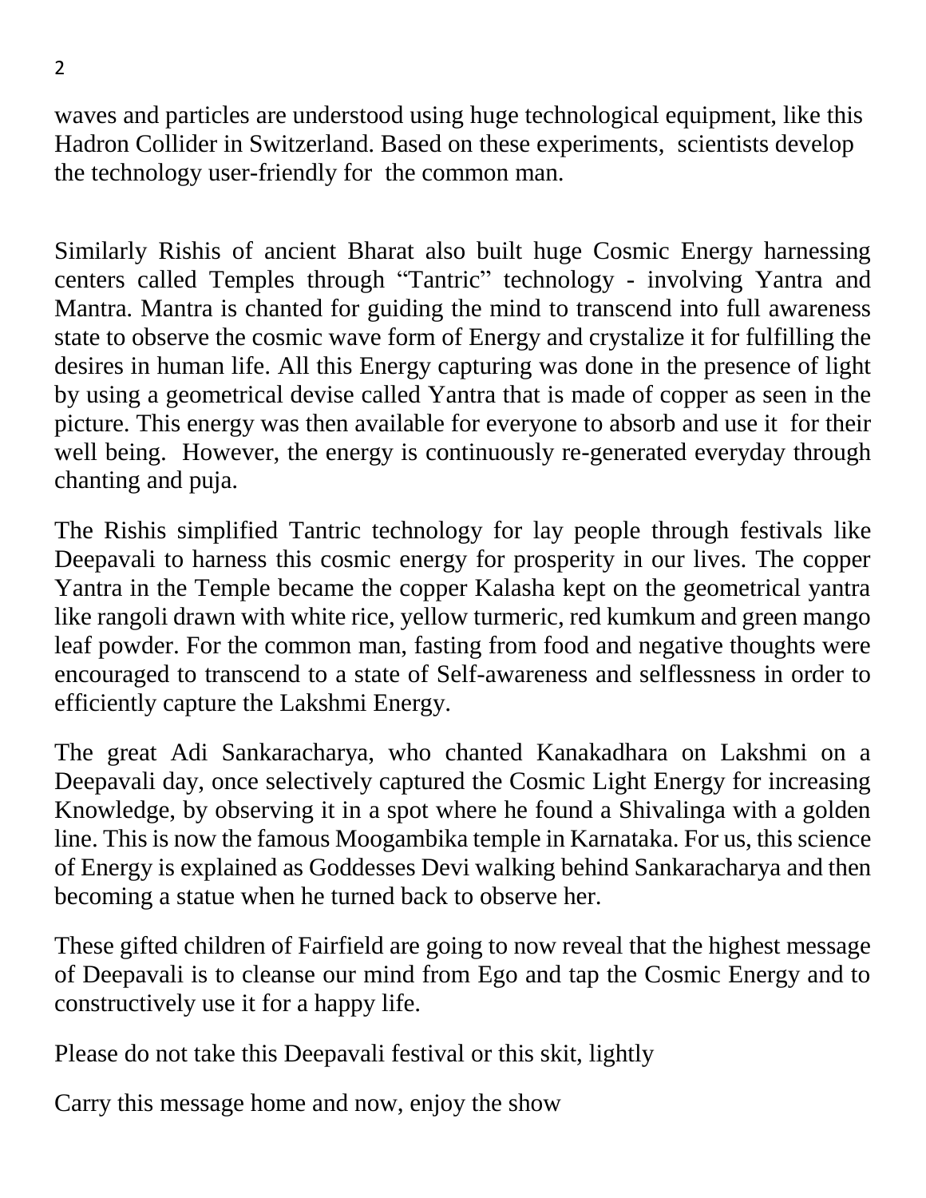waves and particles are understood using huge technological equipment, like this Hadron Collider in Switzerland. Based on these experiments, scientists develop the technology user-friendly for the common man.

Similarly Rishis of ancient Bharat also built huge Cosmic Energy harnessing centers called Temples through "Tantric" technology - involving Yantra and Mantra. Mantra is chanted for guiding the mind to transcend into full awareness state to observe the cosmic wave form of Energy and crystalize it for fulfilling the desires in human life. All this Energy capturing was done in the presence of light by using a geometrical devise called Yantra that is made of copper as seen in the picture. This energy was then available for everyone to absorb and use it for their well being. However, the energy is continuously re-generated everyday through chanting and puja.

The Rishis simplified Tantric technology for lay people through festivals like Deepavali to harness this cosmic energy for prosperity in our lives. The copper Yantra in the Temple became the copper Kalasha kept on the geometrical yantra like rangoli drawn with white rice, yellow turmeric, red kumkum and green mango leaf powder. For the common man, fasting from food and negative thoughts were encouraged to transcend to a state of Self-awareness and selflessness in order to efficiently capture the Lakshmi Energy.

The great Adi Sankaracharya, who chanted Kanakadhara on Lakshmi on a Deepavali day, once selectively captured the Cosmic Light Energy for increasing Knowledge, by observing it in a spot where he found a Shivalinga with a golden line. This is now the famous Moogambika temple in Karnataka. For us, this science of Energy is explained as Goddesses Devi walking behind Sankaracharya and then becoming a statue when he turned back to observe her.

These gifted children of Fairfield are going to now reveal that the highest message of Deepavali is to cleanse our mind from Ego and tap the Cosmic Energy and to constructively use it for a happy life.

Please do not take this Deepavali festival or this skit, lightly

Carry this message home and now, enjoy the show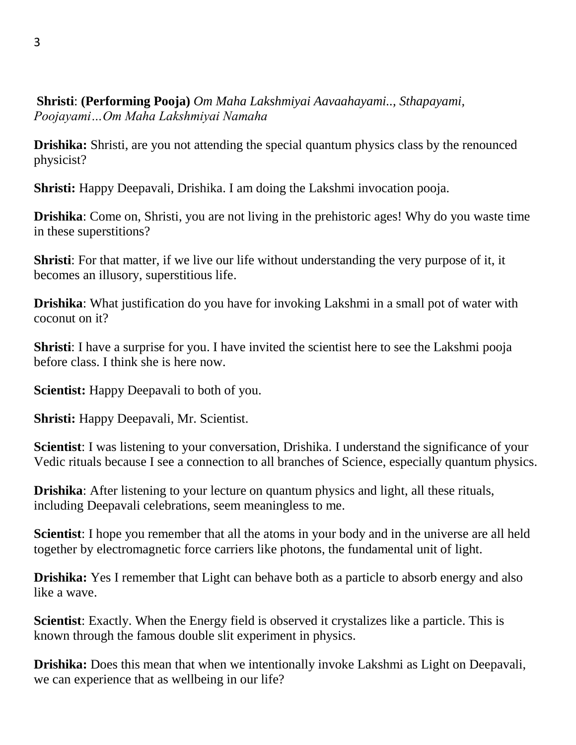**Shristi**: **(Performing Pooja)** *Om Maha Lakshmiyai Aavaahayami.., Sthapayami, Poojayami…Om Maha Lakshmiyai Namaha*

**Drishika:** Shristi, are you not attending the special quantum physics class by the renounced physicist?

**Shristi:** Happy Deepavali, Drishika. I am doing the Lakshmi invocation pooja.

**Drishika**: Come on, Shristi, you are not living in the prehistoric ages! Why do you waste time in these superstitions?

**Shristi**: For that matter, if we live our life without understanding the very purpose of it, it becomes an illusory, superstitious life.

**Drishika**: What justification do you have for invoking Lakshmi in a small pot of water with coconut on it?

**Shristi**: I have a surprise for you. I have invited the scientist here to see the Lakshmi pooja before class. I think she is here now.

**Scientist:** Happy Deepavali to both of you.

**Shristi:** Happy Deepavali, Mr. Scientist.

**Scientist**: I was listening to your conversation, Drishika. I understand the significance of your Vedic rituals because I see a connection to all branches of Science, especially quantum physics.

**Drishika**: After listening to your lecture on quantum physics and light, all these rituals, including Deepavali celebrations, seem meaningless to me.

**Scientist**: I hope you remember that all the atoms in your body and in the universe are all held together by electromagnetic force carriers like photons, the fundamental unit of light.

**Drishika:** Yes I remember that Light can behave both as a particle to absorb energy and also like a wave.

**Scientist**: Exactly. When the Energy field is observed it crystalizes like a particle. This is known through the famous double slit experiment in physics.

**Drishika:** Does this mean that when we intentionally invoke Lakshmi as Light on Deepavali, we can experience that as wellbeing in our life?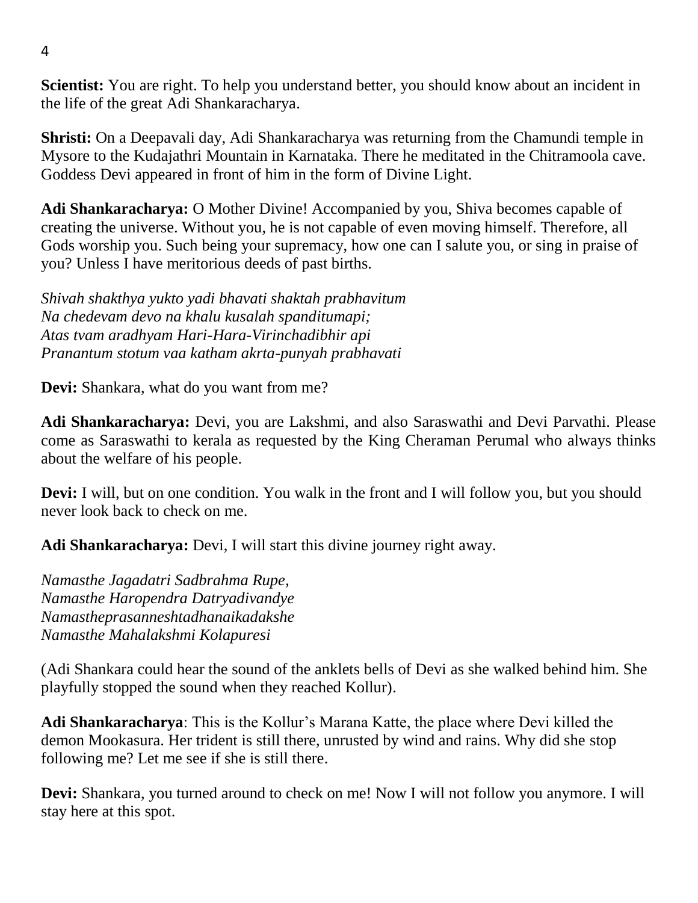**Scientist:** You are right. To help you understand better, you should know about an incident in the life of the great Adi Shankaracharya.

**Shristi:** On a Deepavali day, Adi Shankaracharya was returning from the Chamundi temple in Mysore to the Kudajathri Mountain in Karnataka. There he meditated in the Chitramoola cave. Goddess Devi appeared in front of him in the form of Divine Light.

**Adi Shankaracharya:** O Mother Divine! Accompanied by you, Shiva becomes capable of creating the universe. Without you, he is not capable of even moving himself. Therefore, all Gods worship you. Such being your supremacy, how one can I salute you, or sing in praise of you? Unless I have meritorious deeds of past births.

*Shivah shakthya yukto yadi bhavati shaktah prabhavitum*
*Na chedevam devo na khalu kusalah spanditumapi;*
*Atas tvam aradhyam Hari-Hara-Virinchadibhir api*
*Pranantum stotum vaa katham akrta-punyah prabhavati*

**Devi:** Shankara, what do you want from me?

**Adi Shankaracharya:** Devi, you are Lakshmi, and also Saraswathi and Devi Parvathi. Please come as Saraswathi to kerala as requested by the King Cheraman Perumal who always thinks about the welfare of his people.

**Devi:** I will, but on one condition. You walk in the front and I will follow you, but you should never look back to check on me.

**Adi Shankaracharya:** Devi, I will start this divine journey right away.

*Namasthe Jagadatri Sadbrahma Rupe,*
*Namasthe Haropendra Datryadivandye*
*Namastheprasanneshtadhanaikadakshe*
*Namasthe Mahalakshmi Kolapuresi*

(Adi Shankara could hear the sound of the anklets bells of Devi as she walked behind him. She playfully stopped the sound when they reached Kollur).

**Adi Shankaracharya**: This is the Kollur's Marana Katte, the place where Devi killed the demon Mookasura. Her trident is still there, unrusted by wind and rains. Why did she stop following me? Let me see if she is still there.

**Devi:** Shankara, you turned around to check on me! Now I will not follow you anymore. I will stay here at this spot.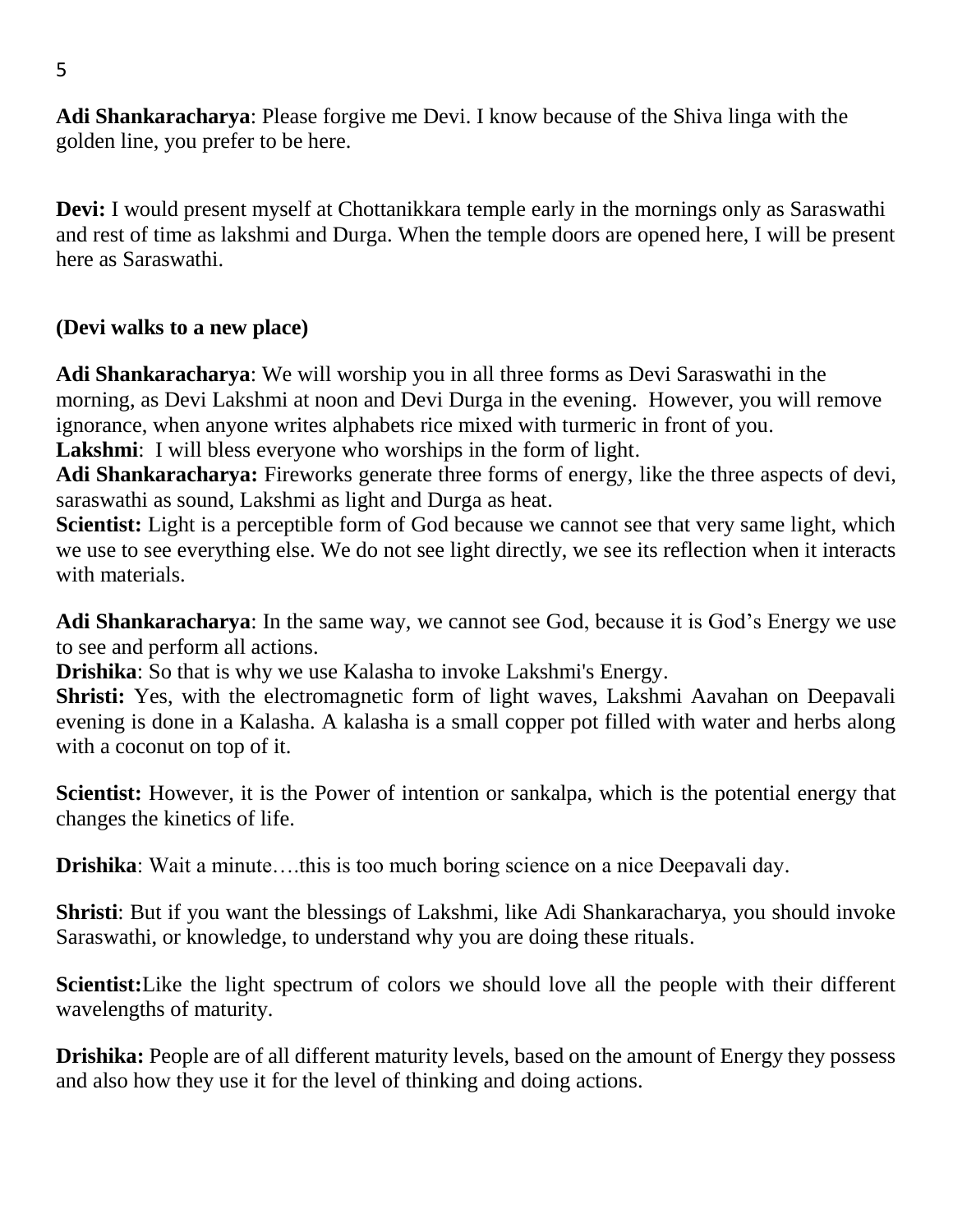**Adi Shankaracharya**: Please forgive me Devi. I know because of the Shiva linga with the golden line, you prefer to be here.

**Devi:** I would present myself at Chottanikkara temple early in the mornings only as Saraswathi and rest of time as lakshmi and Durga. When the temple doors are opened here, I will be present here as Saraswathi.

**(Devi walks to a new place)**

**Adi Shankaracharya**: We will worship you in all three forms as Devi Saraswathi in the morning, as Devi Lakshmi at noon and Devi Durga in the evening. However, you will remove ignorance, when anyone writes alphabets rice mixed with turmeric in front of you.
**Lakshmi**: I will bless everyone who worships in the form of light.
**Adi Shankaracharya:** Fireworks generate three forms of energy, like the three aspects of devi, saraswathi as sound, Lakshmi as light and Durga as heat.
**Scientist:** Light is a perceptible form of God because we cannot see that very same light, which we use to see everything else. We do not see light directly, we see its reflection when it interacts with materials.

**Adi Shankaracharya**: In the same way, we cannot see God, because it is God's Energy we use to see and perform all actions.
**Drishika**: So that is why we use Kalasha to invoke Lakshmi's Energy.
**Shristi:** Yes, with the electromagnetic form of light waves, Lakshmi Aavahan on Deepavali evening is done in a Kalasha. A kalasha is a small copper pot filled with water and herbs along with a coconut on top of it.

**Scientist:** However, it is the Power of intention or sankalpa, which is the potential energy that changes the kinetics of life.

**Drishika**: Wait a minute….this is too much boring science on a nice Deepavali day.

**Shristi**: But if you want the blessings of Lakshmi, like Adi Shankaracharya, you should invoke Saraswathi, or knowledge, to understand why you are doing these rituals.

**Scientist:**Like the light spectrum of colors we should love all the people with their different wavelengths of maturity.

**Drishika:** People are of all different maturity levels, based on the amount of Energy they possess and also how they use it for the level of thinking and doing actions.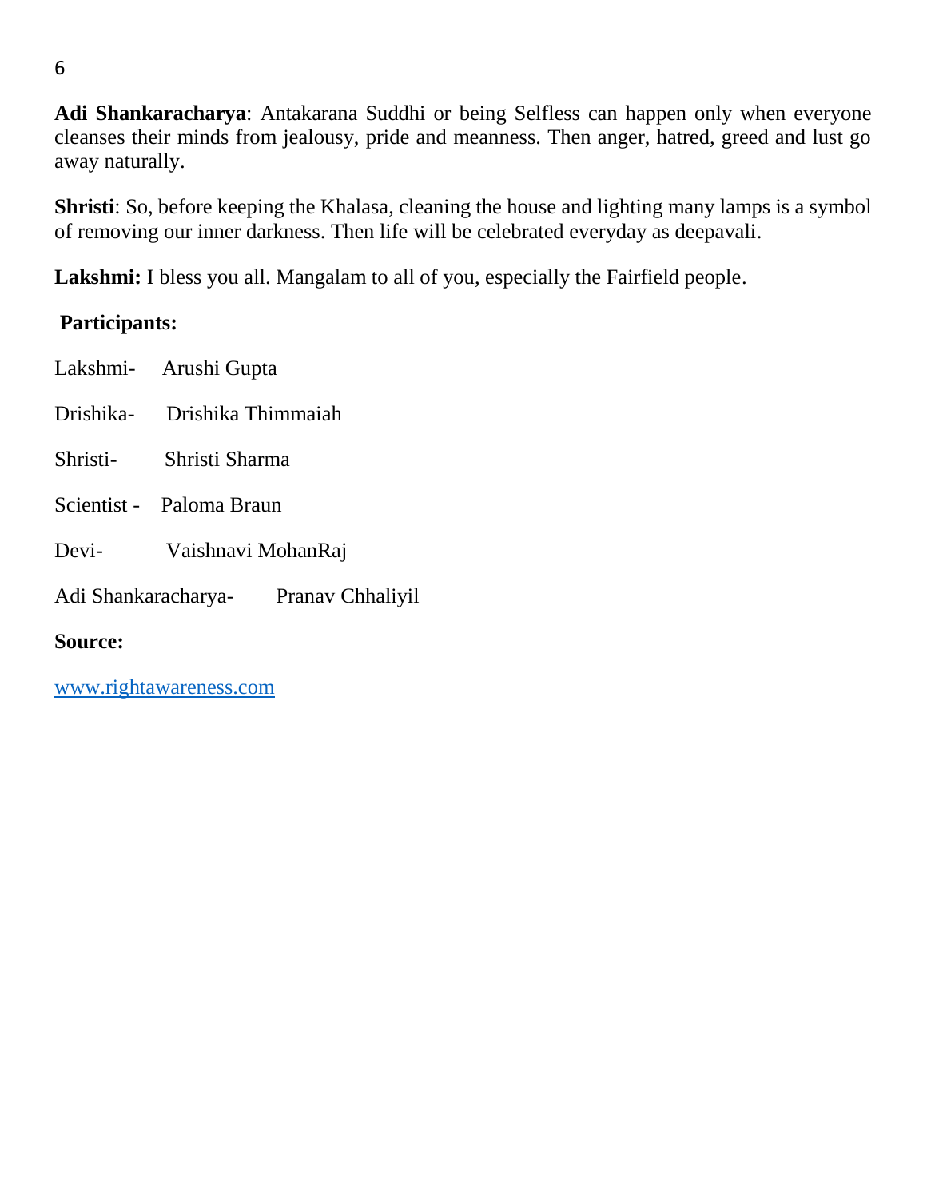**Adi Shankaracharya**: Antakarana Suddhi or being Selfless can happen only when everyone cleanses their minds from jealousy, pride and meanness. Then anger, hatred, greed and lust go away naturally.

**Shristi**: So, before keeping the Khalasa, cleaning the house and lighting many lamps is a symbol of removing our inner darkness. Then life will be celebrated everyday as deepavali.

**Lakshmi:** I bless you all. Mangalam to all of you, especially the Fairfield people.

**Participants:**

Lakshmi- Arushi Gupta

Drishika- Drishika Thimmaiah

Shristi- Shristi Sharma

Scientist - Paloma Braun

Devi- Vaishnavi MohanRaj

Adi Shankaracharya- Pranav Chhaliyil

**Source:**

www.rightawareness.com